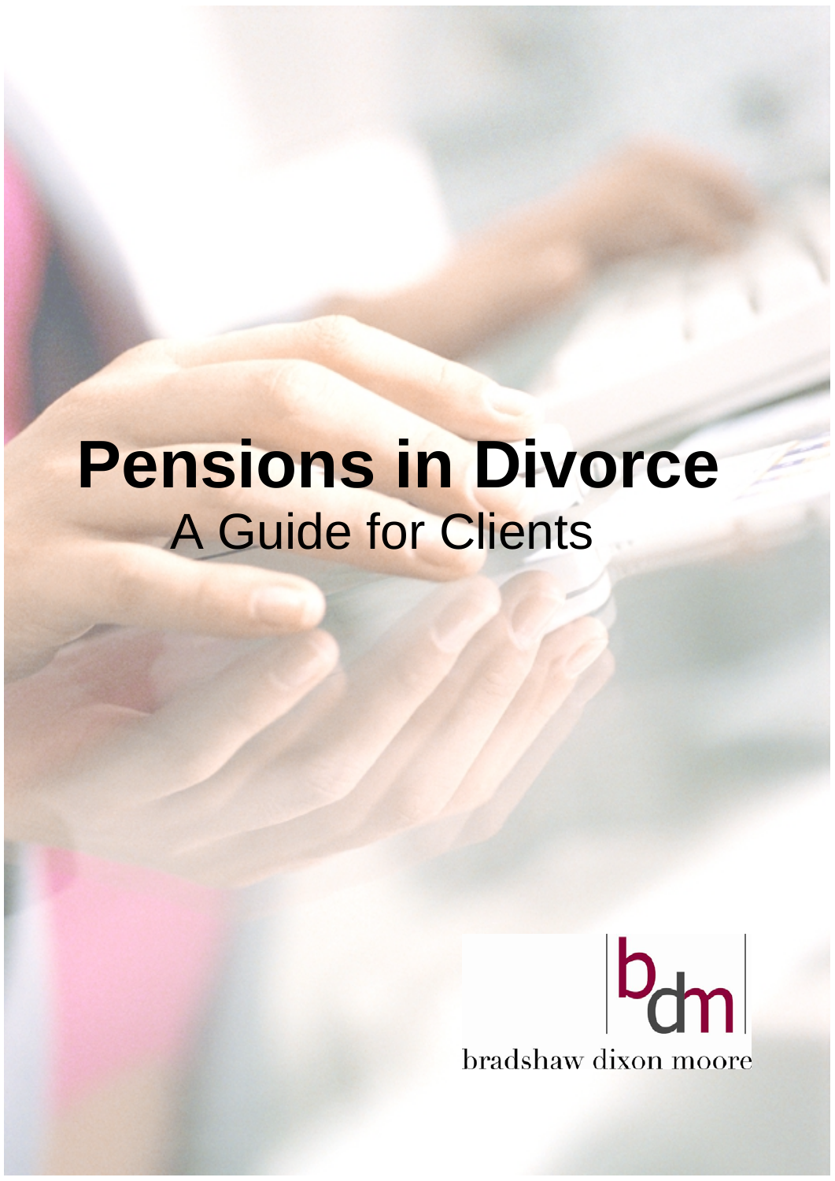# Pensions in Divorce

## A Guide for Clients

bdm

bradshaw dixon moore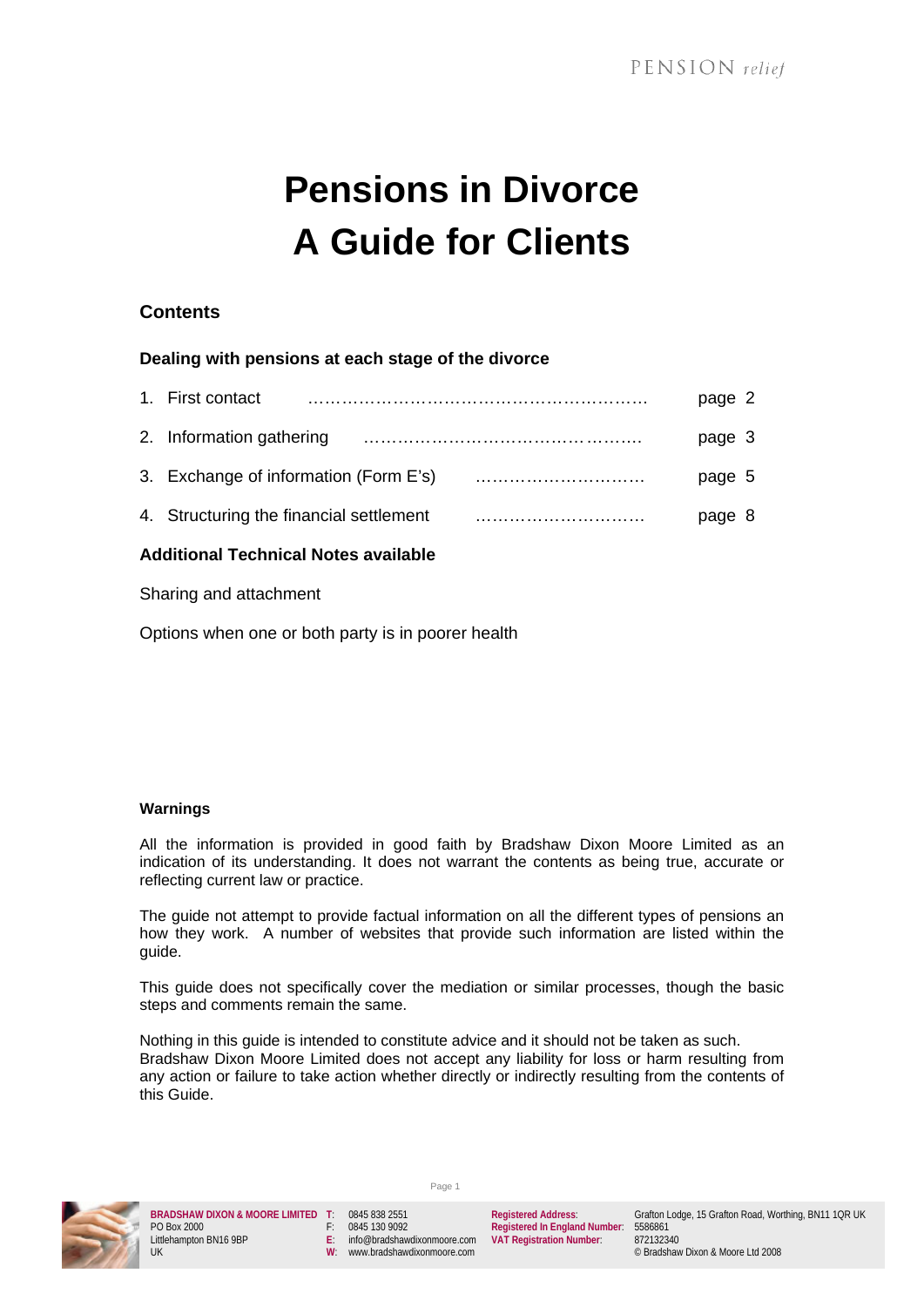# Pensions in Divorce
# A Guide for Clients

## Contents

### Dealing with pensions at each stage of the divorce

1. First contact ……………………………………………………. page 2
2. Information gathering ………………………………………. page 3
3. Exchange of information (Form E's) ………………………… page 5
4. Structuring the financial settlement ………………………… page 8

### Additional Technical Notes available

Sharing and attachment

Options when one or both party is in poorer health

### Warnings

All the information is provided in good faith by Bradshaw Dixon Moore Limited as an indication of its understanding. It does not warrant the contents as being true, accurate or reflecting current law or practice.

The guide not attempt to provide factual information on all the different types of pensions an how they work. A number of websites that provide such information are listed within the guide.

This guide does not specifically cover the mediation or similar processes, though the basic steps and comments remain the same.

Nothing in this guide is intended to constitute advice and it should not be taken as such. Bradshaw Dixon Moore Limited does not accept any liability for loss or harm resulting from any action or failure to take action whether directly or indirectly resulting from the contents of this Guide.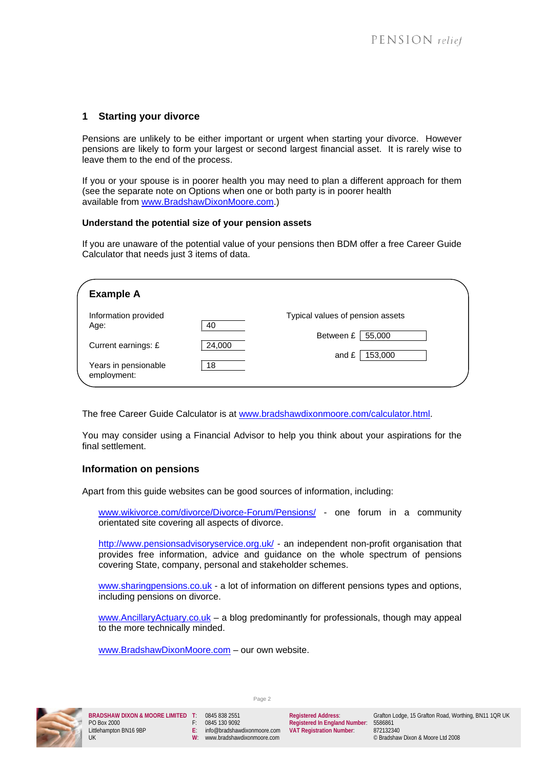## 1 Starting your divorce

Pensions are unlikely to be either important or urgent when starting your divorce. However pensions are likely to form your largest or second largest financial asset. It is rarely wise to leave them to the end of the process.

If you or your spouse is in poorer health you may need to plan a different approach for them (see the separate note on Options when one or both party is in poorer health available from www.BradshawDixonMoore.com.)

### Understand the potential size of your pension assets

If you are unaware of the potential value of your pensions then BDM offer a free Career Guide Calculator that needs just 3 items of data.

**Example A**

| Information provided | | Typical values of pension assets | |
|---|---|---|---|
| Age: | 40 | Between £ | 55,000 |
| Current earnings: £ | 24,000 | and £ | 153,000 |
| Years in pensionable employment: | 18 | | |

The free Career Guide Calculator is at www.bradshawdixonmoore.com/calculator.html.

You may consider using a Financial Advisor to help you think about your aspirations for the final settlement.

### Information on pensions

Apart from this guide websites can be good sources of information, including:

www.wikivorce.com/divorce/Divorce-Forum/Pensions/ - one forum in a community orientated site covering all aspects of divorce.

http://www.pensionsadvisoryservice.org.uk/ - an independent non-profit organisation that provides free information, advice and guidance on the whole spectrum of pensions covering State, company, personal and stakeholder schemes.

www.sharingpensions.co.uk - a lot of information on different pensions types and options, including pensions on divorce.

www.AncillaryActuary.co.uk – a blog predominantly for professionals, though may appeal to the more technically minded.

www.BradshawDixonMoore.com – our own website.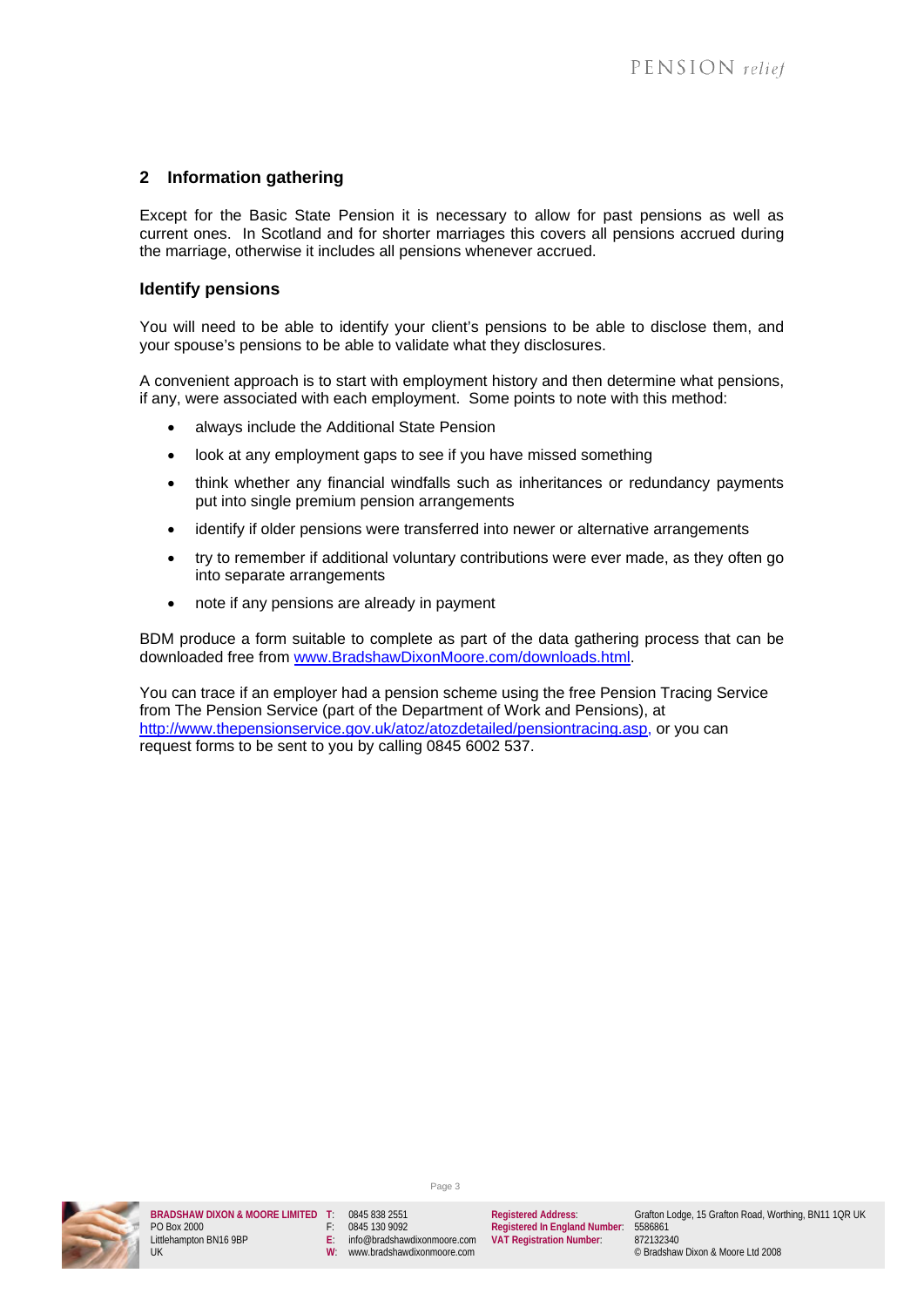## 2 Information gathering

Except for the Basic State Pension it is necessary to allow for past pensions as well as current ones. In Scotland and for shorter marriages this covers all pensions accrued during the marriage, otherwise it includes all pensions whenever accrued.

### Identify pensions

You will need to be able to identify your client's pensions to be able to disclose them, and your spouse's pensions to be able to validate what they disclosures.

A convenient approach is to start with employment history and then determine what pensions, if any, were associated with each employment. Some points to note with this method:

- always include the Additional State Pension
- look at any employment gaps to see if you have missed something
- think whether any financial windfalls such as inheritances or redundancy payments put into single premium pension arrangements
- identify if older pensions were transferred into newer or alternative arrangements
- try to remember if additional voluntary contributions were ever made, as they often go into separate arrangements
- note if any pensions are already in payment

BDM produce a form suitable to complete as part of the data gathering process that can be downloaded free from www.BradshawDixonMoore.com/downloads.html.

You can trace if an employer had a pension scheme using the free Pension Tracing Service from The Pension Service (part of the Department of Work and Pensions), at http://www.thepensionservice.gov.uk/atoz/atozdetailed/pensiontracing.asp, or you can request forms to be sent to you by calling 0845 6002 537.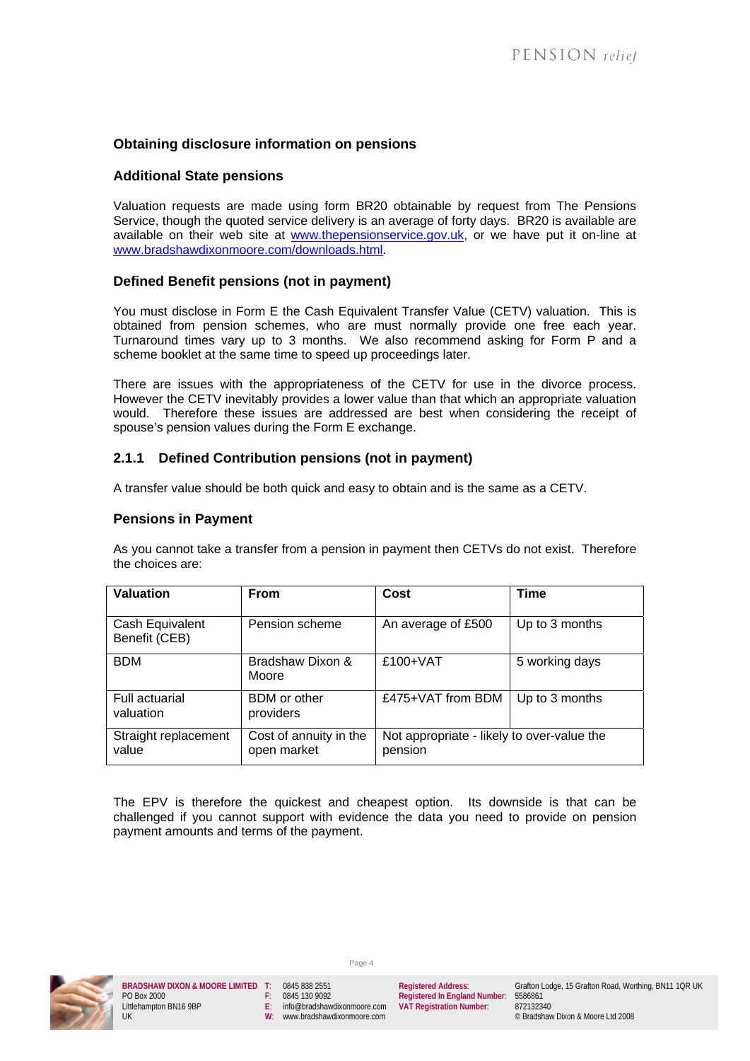## Obtaining disclosure information on pensions

### Additional State pensions

Valuation requests are made using form BR20 obtainable by request from The Pensions Service, though the quoted service delivery is an average of forty days. BR20 is available are available on their web site at www.thepensionservice.gov.uk, or we have put it on-line at www.bradshawdixonmoore.com/downloads.html.

### Defined Benefit pensions (not in payment)

You must disclose in Form E the Cash Equivalent Transfer Value (CETV) valuation. This is obtained from pension schemes, who are must normally provide one free each year. Turnaround times vary up to 3 months. We also recommend asking for Form P and a scheme booklet at the same time to speed up proceedings later.

There are issues with the appropriateness of the CETV for use in the divorce process. However the CETV inevitably provides a lower value than that which an appropriate valuation would. Therefore these issues are addressed are best when considering the receipt of spouse's pension values during the Form E exchange.

### 2.1.1 Defined Contribution pensions (not in payment)

A transfer value should be both quick and easy to obtain and is the same as a CETV.

### Pensions in Payment

As you cannot take a transfer from a pension in payment then CETVs do not exist. Therefore the choices are:

| Valuation | From | Cost | Time |
|---|---|---|---|
| Cash Equivalent Benefit (CEB) | Pension scheme | An average of £500 | Up to 3 months |
| BDM | Bradshaw Dixon & Moore | £100+VAT | 5 working days |
| Full actuarial valuation | BDM or other providers | £475+VAT from BDM | Up to 3 months |
| Straight replacement value | Cost of annuity in the open market | Not appropriate - likely to over-value the pension | |

The EPV is therefore the quickest and cheapest option. Its downside is that can be challenged if you cannot support with evidence the data you need to provide on pension payment amounts and terms of the payment.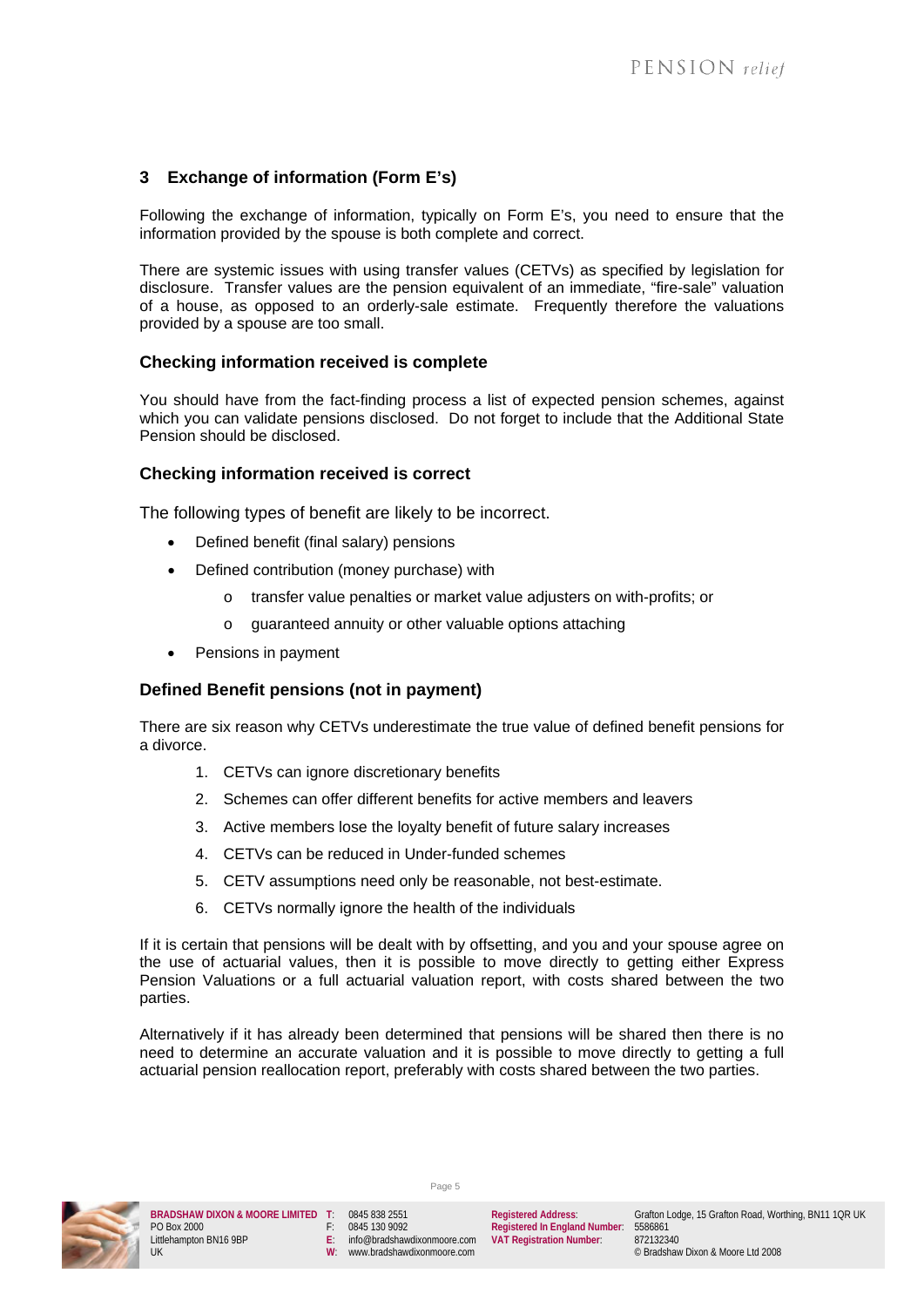## 3 Exchange of information (Form E's)

Following the exchange of information, typically on Form E's, you need to ensure that the information provided by the spouse is both complete and correct.

There are systemic issues with using transfer values (CETVs) as specified by legislation for disclosure. Transfer values are the pension equivalent of an immediate, "fire-sale" valuation of a house, as opposed to an orderly-sale estimate. Frequently therefore the valuations provided by a spouse are too small.

### Checking information received is complete

You should have from the fact-finding process a list of expected pension schemes, against which you can validate pensions disclosed. Do not forget to include that the Additional State Pension should be disclosed.

### Checking information received is correct

The following types of benefit are likely to be incorrect.

- Defined benefit (final salary) pensions
- Defined contribution (money purchase) with
  - transfer value penalties or market value adjusters on with-profits; or
  - guaranteed annuity or other valuable options attaching
- Pensions in payment

### Defined Benefit pensions (not in payment)

There are six reason why CETVs underestimate the true value of defined benefit pensions for a divorce.

1. CETVs can ignore discretionary benefits
2. Schemes can offer different benefits for active members and leavers
3. Active members lose the loyalty benefit of future salary increases
4. CETVs can be reduced in Under-funded schemes
5. CETV assumptions need only be reasonable, not best-estimate.
6. CETVs normally ignore the health of the individuals

If it is certain that pensions will be dealt with by offsetting, and you and your spouse agree on the use of actuarial values, then it is possible to move directly to getting either Express Pension Valuations or a full actuarial valuation report, with costs shared between the two parties.

Alternatively if it has already been determined that pensions will be shared then there is no need to determine an accurate valuation and it is possible to move directly to getting a full actuarial pension reallocation report, preferably with costs shared between the two parties.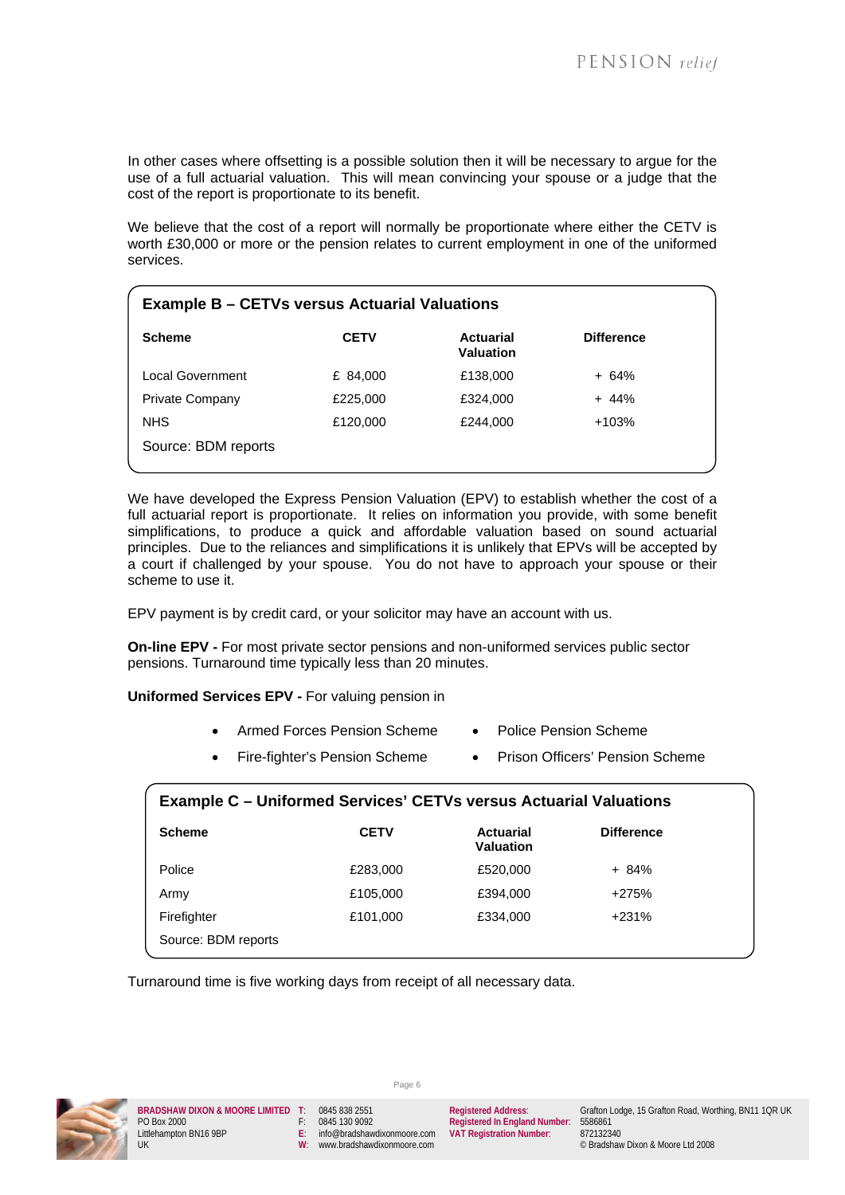In other cases where offsetting is a possible solution then it will be necessary to argue for the use of a full actuarial valuation. This will mean convincing your spouse or a judge that the cost of the report is proportionate to its benefit.

We believe that the cost of a report will normally be proportionate where either the CETV is worth £30,000 or more or the pension relates to current employment in one of the uniformed services.

**Example B – CETVs versus Actuarial Valuations**

| Scheme | CETV | Actuarial Valuation | Difference |
|---|---|---|---|
| Local Government | £ 84,000 | £138,000 | + 64% |
| Private Company | £225,000 | £324,000 | + 44% |
| NHS | £120,000 | £244,000 | +103% |

Source: BDM reports

We have developed the Express Pension Valuation (EPV) to establish whether the cost of a full actuarial report is proportionate. It relies on information you provide, with some benefit simplifications, to produce a quick and affordable valuation based on sound actuarial principles. Due to the reliances and simplifications it is unlikely that EPVs will be accepted by a court if challenged by your spouse. You do not have to approach your spouse or their scheme to use it.

EPV payment is by credit card, or your solicitor may have an account with us.

**On-line EPV -** For most private sector pensions and non-uniformed services public sector pensions. Turnaround time typically less than 20 minutes.

**Uniformed Services EPV -** For valuing pension in

- Armed Forces Pension Scheme
- Fire-fighter's Pension Scheme
- Police Pension Scheme
- Prison Officers' Pension Scheme

**Example C – Uniformed Services' CETVs versus Actuarial Valuations**

| Scheme | CETV | Actuarial Valuation | Difference |
|---|---|---|---|
| Police | £283,000 | £520,000 | + 84% |
| Army | £105,000 | £394,000 | +275% |
| Firefighter | £101,000 | £334,000 | +231% |

Source: BDM reports

Turnaround time is five working days from receipt of all necessary data.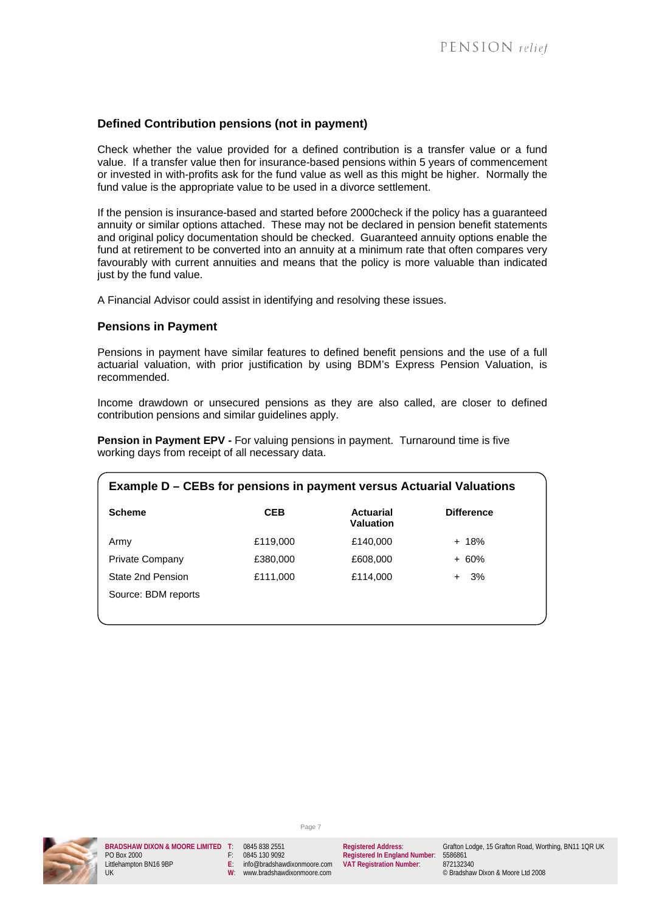## Defined Contribution pensions (not in payment)

Check whether the value provided for a defined contribution is a transfer value or a fund value. If a transfer value then for insurance-based pensions within 5 years of commencement or invested in with-profits ask for the fund value as well as this might be higher. Normally the fund value is the appropriate value to be used in a divorce settlement.

If the pension is insurance-based and started before 2000check if the policy has a guaranteed annuity or similar options attached. These may not be declared in pension benefit statements and original policy documentation should be checked. Guaranteed annuity options enable the fund at retirement to be converted into an annuity at a minimum rate that often compares very favourably with current annuities and means that the policy is more valuable than indicated just by the fund value.

A Financial Advisor could assist in identifying and resolving these issues.

## Pensions in Payment

Pensions in payment have similar features to defined benefit pensions and the use of a full actuarial valuation, with prior justification by using BDM's Express Pension Valuation, is recommended.

Income drawdown or unsecured pensions as they are also called, are closer to defined contribution pensions and similar guidelines apply.

**Pension in Payment EPV -** For valuing pensions in payment. Turnaround time is five working days from receipt of all necessary data.

**Example D – CEBs for pensions in payment versus Actuarial Valuations**

| Scheme | CEB | Actuarial Valuation | Difference |
|---|---|---|---|
| Army | £119,000 | £140,000 | + 18% |
| Private Company | £380,000 | £608,000 | + 60% |
| State 2nd Pension | £111,000 | £114,000 | + 3% |

Source: BDM reports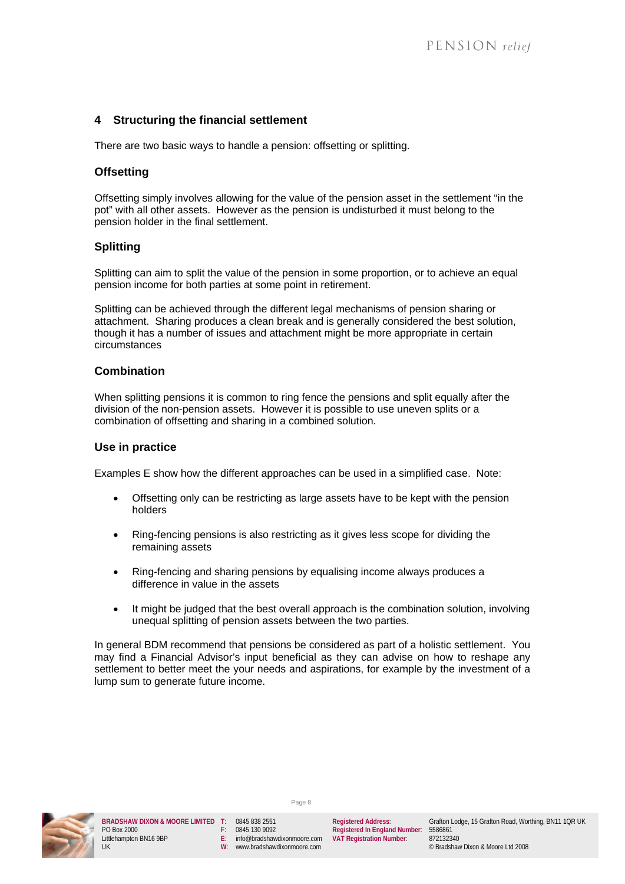## 4 Structuring the financial settlement

There are two basic ways to handle a pension: offsetting or splitting.

### Offsetting

Offsetting simply involves allowing for the value of the pension asset in the settlement "in the pot" with all other assets. However as the pension is undisturbed it must belong to the pension holder in the final settlement.

### Splitting

Splitting can aim to split the value of the pension in some proportion, or to achieve an equal pension income for both parties at some point in retirement.

Splitting can be achieved through the different legal mechanisms of pension sharing or attachment. Sharing produces a clean break and is generally considered the best solution, though it has a number of issues and attachment might be more appropriate in certain circumstances

### Combination

When splitting pensions it is common to ring fence the pensions and split equally after the division of the non-pension assets. However it is possible to use uneven splits or a combination of offsetting and sharing in a combined solution.

### Use in practice

Examples E show how the different approaches can be used in a simplified case. Note:

- Offsetting only can be restricting as large assets have to be kept with the pension holders
- Ring-fencing pensions is also restricting as it gives less scope for dividing the remaining assets
- Ring-fencing and sharing pensions by equalising income always produces a difference in value in the assets
- It might be judged that the best overall approach is the combination solution, involving unequal splitting of pension assets between the two parties.

In general BDM recommend that pensions be considered as part of a holistic settlement. You may find a Financial Advisor's input beneficial as they can advise on how to reshape any settlement to better meet the your needs and aspirations, for example by the investment of a lump sum to generate future income.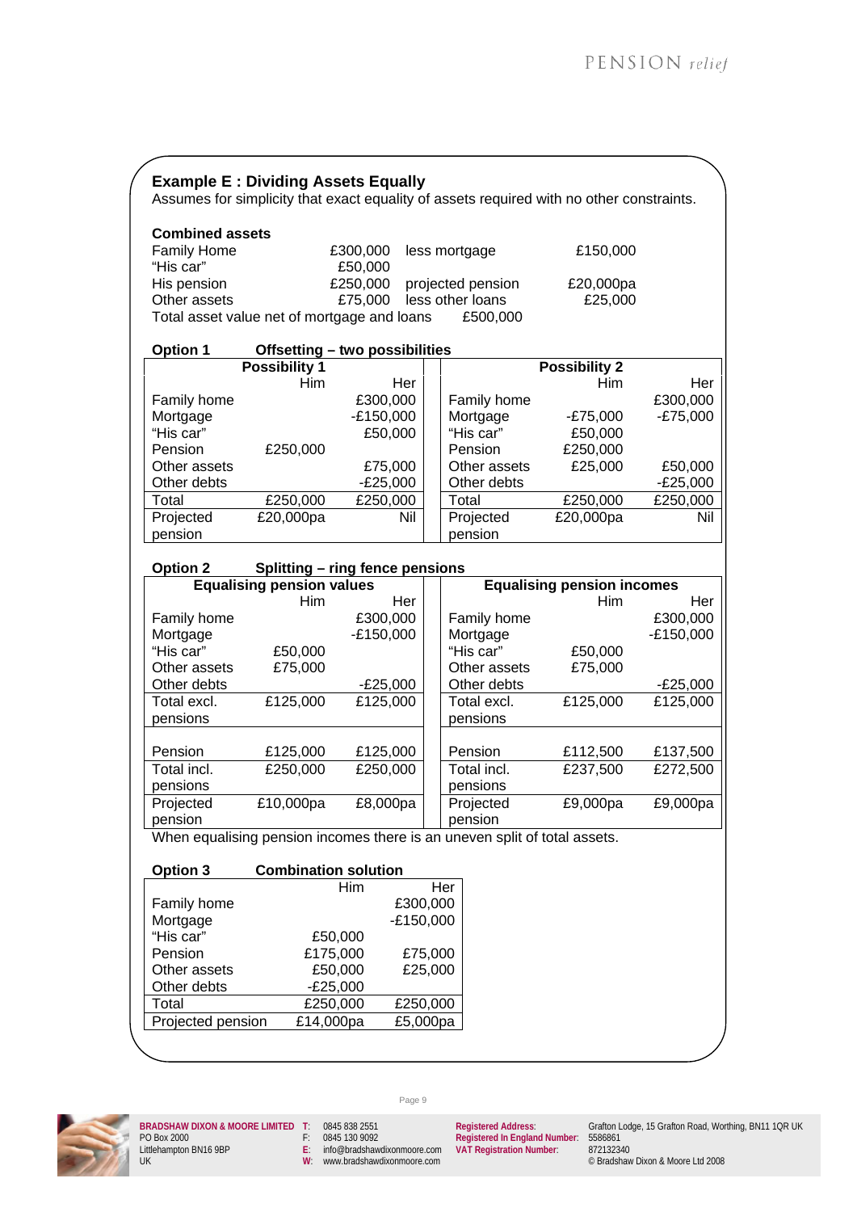## Example E : Dividing Assets Equally

Assumes for simplicity that exact equality of assets required with no other constraints.

**Combined assets**

| | | | |
|---|---|---|---|
| Family Home | £300,000 | less mortgage | £150,000 |
| "His car" | £50,000 | | |
| His pension | £250,000 | projected pension | £20,000pa |
| Other assets | £75,000 | less other loans | £25,000 |
| Total asset value net of mortgage and loans | | £500,000 | |

**Option 1 Offsetting – two possibilities**

| Possibility 1 | | | Possibility 2 | | |
|---|---|---|---|---|---|
| | Him | Her | | Him | Her |
| Family home | | £300,000 | Family home | | £300,000 |
| Mortgage | | -£150,000 | Mortgage | -£75,000 | -£75,000 |
| "His car" | | £50,000 | "His car" | £50,000 | |
| Pension | £250,000 | | Pension | £250,000 | |
| Other assets | | £75,000 | Other assets | £25,000 | £50,000 |
| Other debts | | -£25,000 | Other debts | | -£25,000 |
| Total | £250,000 | £250,000 | Total | £250,000 | £250,000 |
| Projected pension | £20,000pa | Nil | Projected pension | £20,000pa | Nil |

**Option 2 Splitting – ring fence pensions**

| Equalising pension values | | | Equalising pension incomes | | |
|---|---|---|---|---|---|
| | Him | Her | | Him | Her |
| Family home | | £300,000 | Family home | | £300,000 |
| Mortgage | | -£150,000 | Mortgage | | -£150,000 |
| "His car" | £50,000 | | "His car" | £50,000 | |
| Other assets | £75,000 | | Other assets | £75,000 | |
| Other debts | | -£25,000 | Other debts | | -£25,000 |
| Total excl. pensions | £125,000 | £125,000 | Total excl. pensions | £125,000 | £125,000 |
| Pension | £125,000 | £125,000 | Pension | £112,500 | £137,500 |
| Total incl. pensions | £250,000 | £250,000 | Total incl. pensions | £237,500 | £272,500 |
| Projected pension | £10,000pa | £8,000pa | Projected pension | £9,000pa | £9,000pa |

When equalising pension incomes there is an uneven split of total assets.

**Option 3 Combination solution**

| | Him | Her |
|---|---|---|
| Family home | | £300,000 |
| Mortgage | | -£150,000 |
| "His car" | £50,000 | |
| Pension | £175,000 | £75,000 |
| Other assets | £50,000 | £25,000 |
| Other debts | -£25,000 | |
| Total | £250,000 | £250,000 |
| Projected pension | £14,000pa | £5,000pa |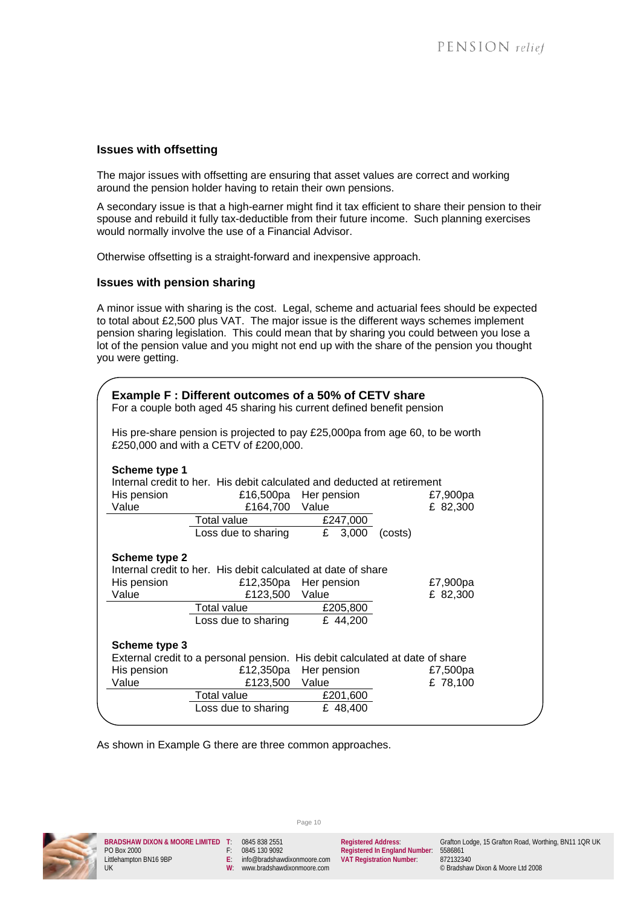### Issues with offsetting

The major issues with offsetting are ensuring that asset values are correct and working around the pension holder having to retain their own pensions.

A secondary issue is that a high-earner might find it tax efficient to share their pension to their spouse and rebuild it fully tax-deductible from their future income. Such planning exercises would normally involve the use of a Financial Advisor.

Otherwise offsetting is a straight-forward and inexpensive approach.

### Issues with pension sharing

A minor issue with sharing is the cost. Legal, scheme and actuarial fees should be expected to total about £2,500 plus VAT. The major issue is the different ways schemes implement pension sharing legislation. This could mean that by sharing you could between you lose a lot of the pension value and you might not end up with the share of the pension you thought you were getting.

**Example F : Different outcomes of a 50% of CETV share**

For a couple both aged 45 sharing his current defined benefit pension

His pre-share pension is projected to pay £25,000pa from age 60, to be worth £250,000 and with a CETV of £200,000.

**Scheme type 1**

Internal credit to her. His debit calculated and deducted at retirement

| | | | |
|---|---|---|---|
| His pension | £16,500pa | Her pension | £7,900pa |
| Value | £164,700 | Value | £ 82,300 |
| | Total value | £247,000 | |
| | Loss due to sharing | £ 3,000 | (costs) |

**Scheme type 2**

Internal credit to her. His debit calculated at date of share

| | | | |
|---|---|---|---|
| His pension | £12,350pa | Her pension | £7,900pa |
| Value | £123,500 | Value | £ 82,300 |
| | Total value | £205,800 | |
| | Loss due to sharing | £ 44,200 | |

**Scheme type 3**

External credit to a personal pension. His debit calculated at date of share

| | | | |
|---|---|---|---|
| His pension | £12,350pa | Her pension | £7,500pa |
| Value | £123,500 | Value | £ 78,100 |
| | Total value | £201,600 | |
| | Loss due to sharing | £ 48,400 | |

As shown in Example G there are three common approaches.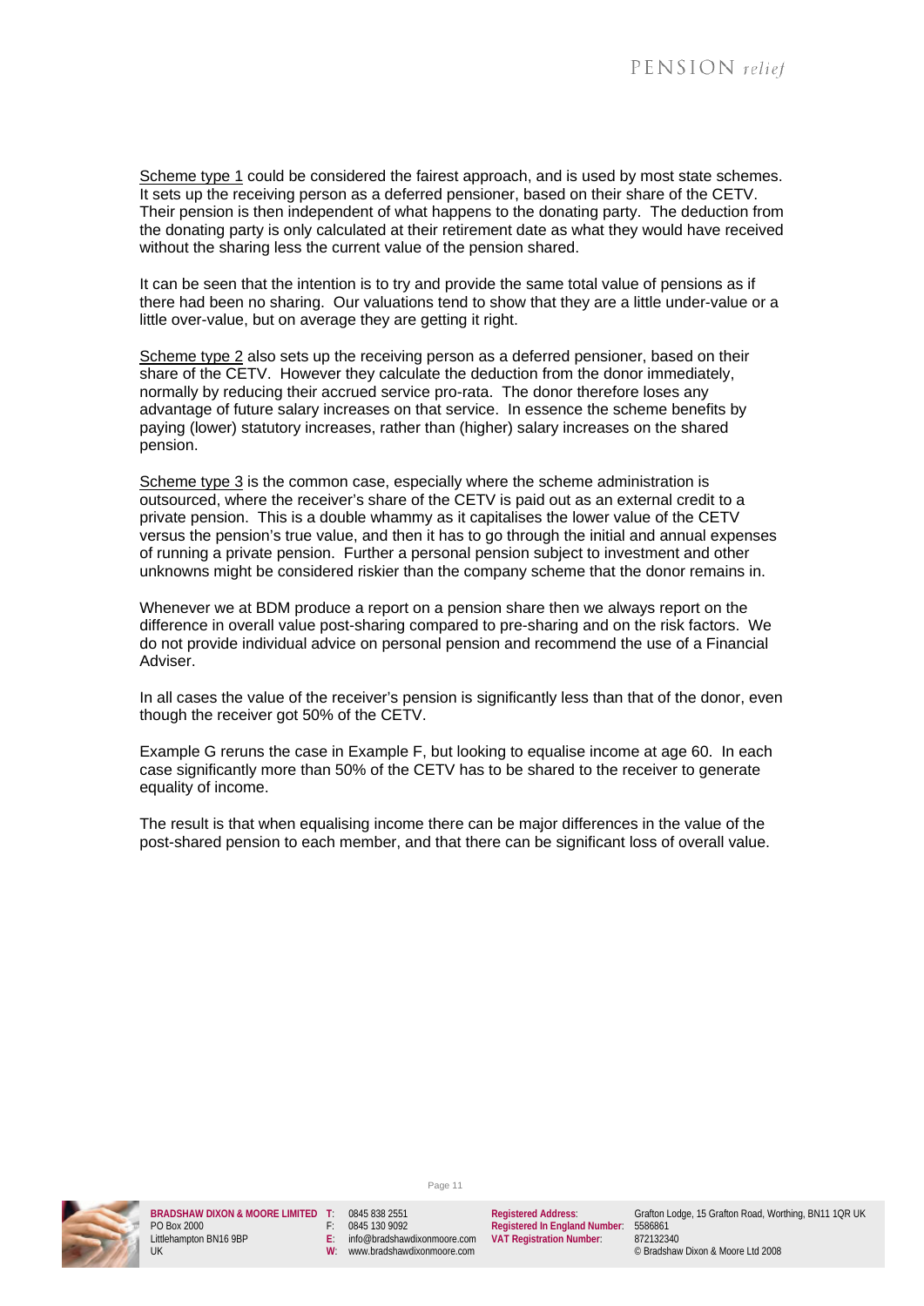<u>Scheme type 1</u> could be considered the fairest approach, and is used by most state schemes. It sets up the receiving person as a deferred pensioner, based on their share of the CETV. Their pension is then independent of what happens to the donating party. The deduction from the donating party is only calculated at their retirement date as what they would have received without the sharing less the current value of the pension shared.

It can be seen that the intention is to try and provide the same total value of pensions as if there had been no sharing. Our valuations tend to show that they are a little under-value or a little over-value, but on average they are getting it right.

<u>Scheme type 2</u> also sets up the receiving person as a deferred pensioner, based on their share of the CETV. However they calculate the deduction from the donor immediately, normally by reducing their accrued service pro-rata. The donor therefore loses any advantage of future salary increases on that service. In essence the scheme benefits by paying (lower) statutory increases, rather than (higher) salary increases on the shared pension.

<u>Scheme type 3</u> is the common case, especially where the scheme administration is outsourced, where the receiver's share of the CETV is paid out as an external credit to a private pension. This is a double whammy as it capitalises the lower value of the CETV versus the pension's true value, and then it has to go through the initial and annual expenses of running a private pension. Further a personal pension subject to investment and other unknowns might be considered riskier than the company scheme that the donor remains in.

Whenever we at BDM produce a report on a pension share then we always report on the difference in overall value post-sharing compared to pre-sharing and on the risk factors. We do not provide individual advice on personal pension and recommend the use of a Financial Adviser.

In all cases the value of the receiver's pension is significantly less than that of the donor, even though the receiver got 50% of the CETV.

Example G reruns the case in Example F, but looking to equalise income at age 60. In each case significantly more than 50% of the CETV has to be shared to the receiver to generate equality of income.

The result is that when equalising income there can be major differences in the value of the post-shared pension to each member, and that there can be significant loss of overall value.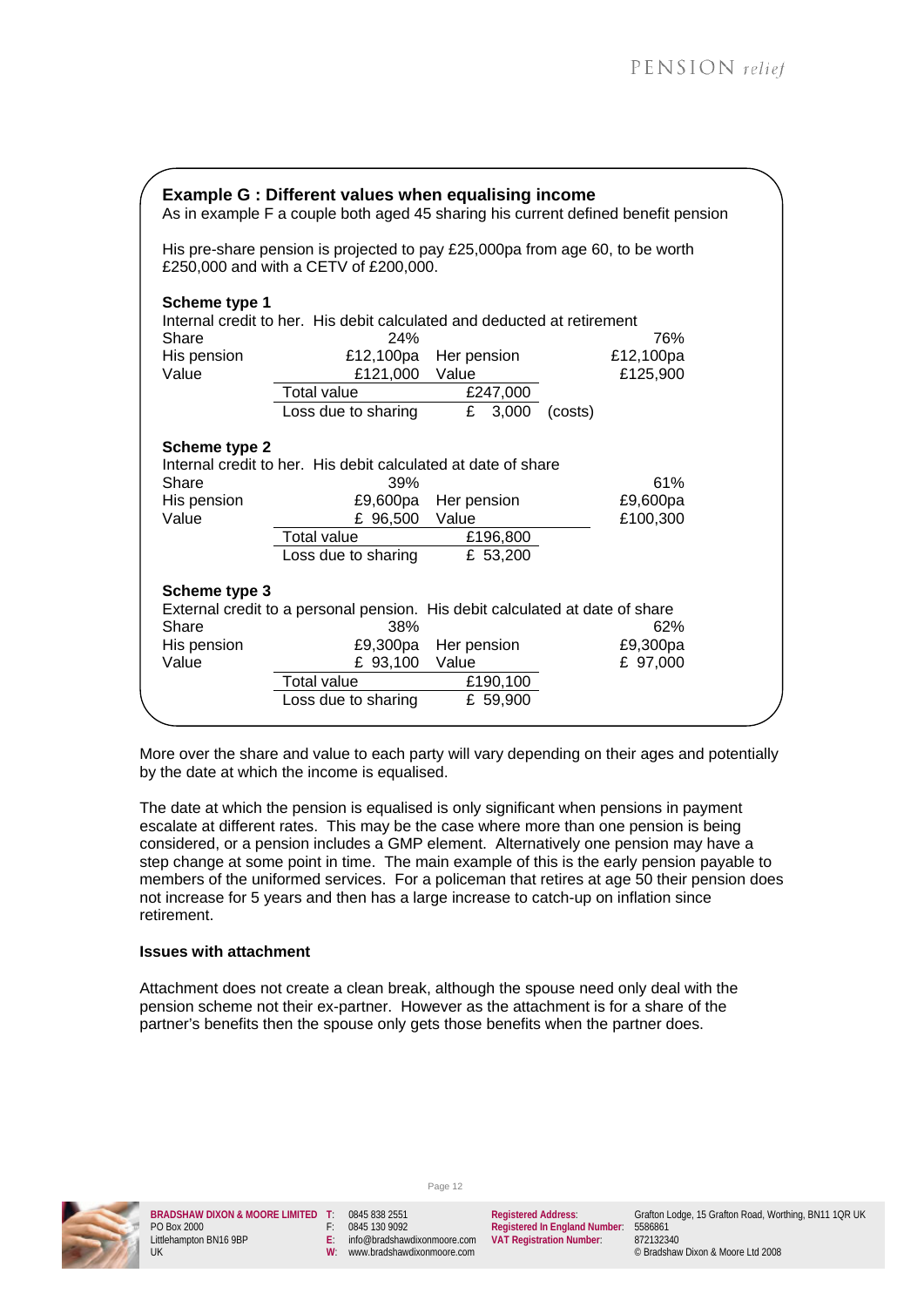**Example G : Different values when equalising income**

As in example F a couple both aged 45 sharing his current defined benefit pension

His pre-share pension is projected to pay £25,000pa from age 60, to be worth £250,000 and with a CETV of £200,000.

**Scheme type 1**

Internal credit to her. His debit calculated and deducted at retirement

| | | | |
|---|---|---|---|
| Share | 24% | | 76% |
| His pension | £12,100pa | Her pension | £12,100pa |
| Value | £121,000 | Value | £125,900 |
| | Total value | £247,000 | |
| | Loss due to sharing | £ 3,000 | (costs) |

**Scheme type 2**

Internal credit to her. His debit calculated at date of share

| | | | |
|---|---|---|---|
| Share | 39% | | 61% |
| His pension | £9,600pa | Her pension | £9,600pa |
| Value | £ 96,500 | Value | £100,300 |
| | Total value | £196,800 | |
| | Loss due to sharing | £ 53,200 | |

**Scheme type 3**

External credit to a personal pension. His debit calculated at date of share

| | | | |
|---|---|---|---|
| Share | 38% | | 62% |
| His pension | £9,300pa | Her pension | £9,300pa |
| Value | £ 93,100 | Value | £ 97,000 |
| | Total value | £190,100 | |
| | Loss due to sharing | £ 59,900 | |

More over the share and value to each party will vary depending on their ages and potentially by the date at which the income is equalised.

The date at which the pension is equalised is only significant when pensions in payment escalate at different rates. This may be the case where more than one pension is being considered, or a pension includes a GMP element. Alternatively one pension may have a step change at some point in time. The main example of this is the early pension payable to members of the uniformed services. For a policeman that retires at age 50 their pension does not increase for 5 years and then has a large increase to catch-up on inflation since retirement.

**Issues with attachment**

Attachment does not create a clean break, although the spouse need only deal with the pension scheme not their ex-partner. However as the attachment is for a share of the partner's benefits then the spouse only gets those benefits when the partner does.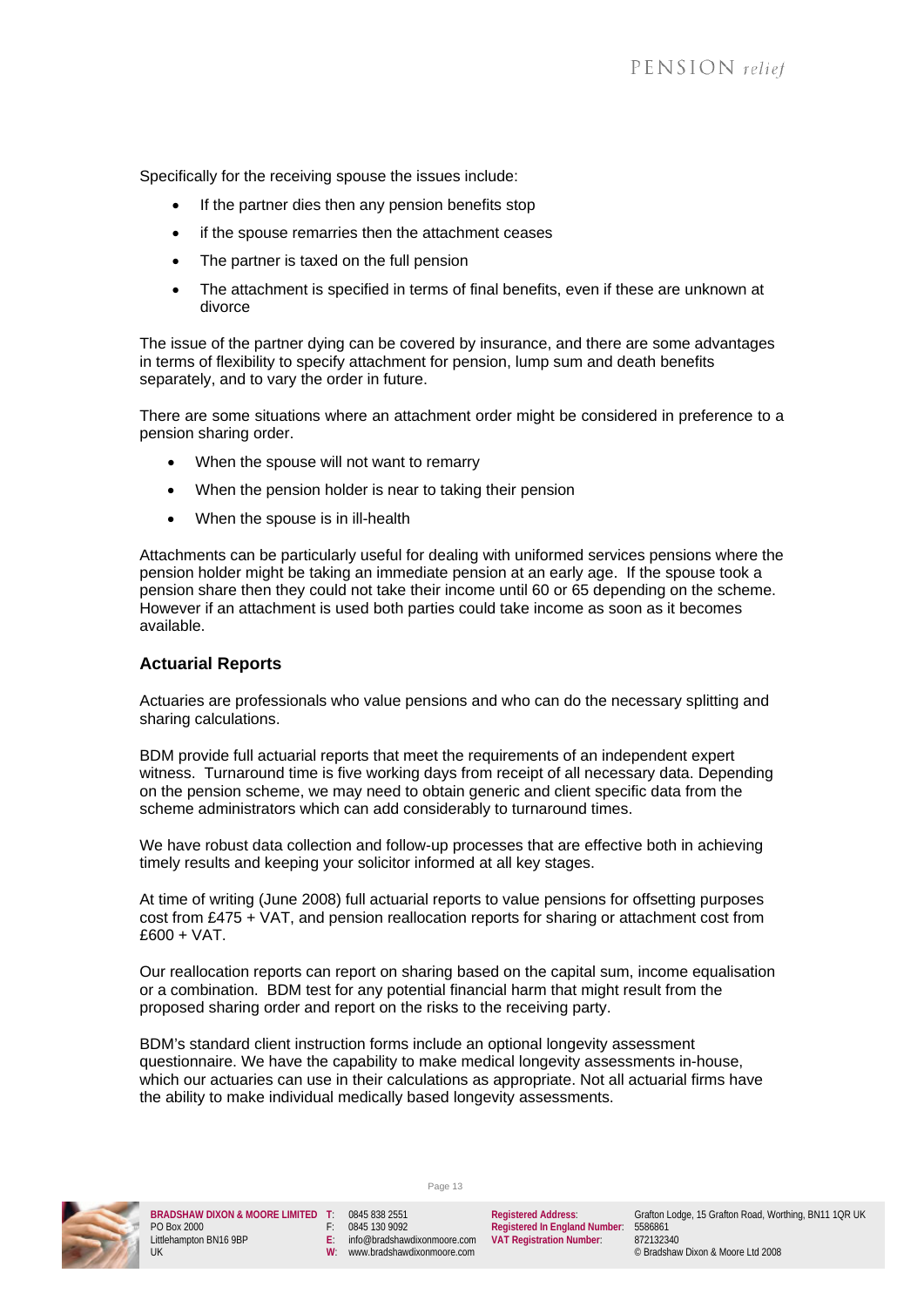Specifically for the receiving spouse the issues include:

- If the partner dies then any pension benefits stop
- if the spouse remarries then the attachment ceases
- The partner is taxed on the full pension
- The attachment is specified in terms of final benefits, even if these are unknown at divorce

The issue of the partner dying can be covered by insurance, and there are some advantages in terms of flexibility to specify attachment for pension, lump sum and death benefits separately, and to vary the order in future.

There are some situations where an attachment order might be considered in preference to a pension sharing order.

- When the spouse will not want to remarry
- When the pension holder is near to taking their pension
- When the spouse is in ill-health

Attachments can be particularly useful for dealing with uniformed services pensions where the pension holder might be taking an immediate pension at an early age. If the spouse took a pension share then they could not take their income until 60 or 65 depending on the scheme. However if an attachment is used both parties could take income as soon as it becomes available.

### Actuarial Reports

Actuaries are professionals who value pensions and who can do the necessary splitting and sharing calculations.

BDM provide full actuarial reports that meet the requirements of an independent expert witness. Turnaround time is five working days from receipt of all necessary data. Depending on the pension scheme, we may need to obtain generic and client specific data from the scheme administrators which can add considerably to turnaround times.

We have robust data collection and follow-up processes that are effective both in achieving timely results and keeping your solicitor informed at all key stages.

At time of writing (June 2008) full actuarial reports to value pensions for offsetting purposes cost from £475 + VAT, and pension reallocation reports for sharing or attachment cost from £600 + VAT.

Our reallocation reports can report on sharing based on the capital sum, income equalisation or a combination. BDM test for any potential financial harm that might result from the proposed sharing order and report on the risks to the receiving party.

BDM's standard client instruction forms include an optional longevity assessment questionnaire. We have the capability to make medical longevity assessments in-house, which our actuaries can use in their calculations as appropriate. Not all actuarial firms have the ability to make individual medically based longevity assessments.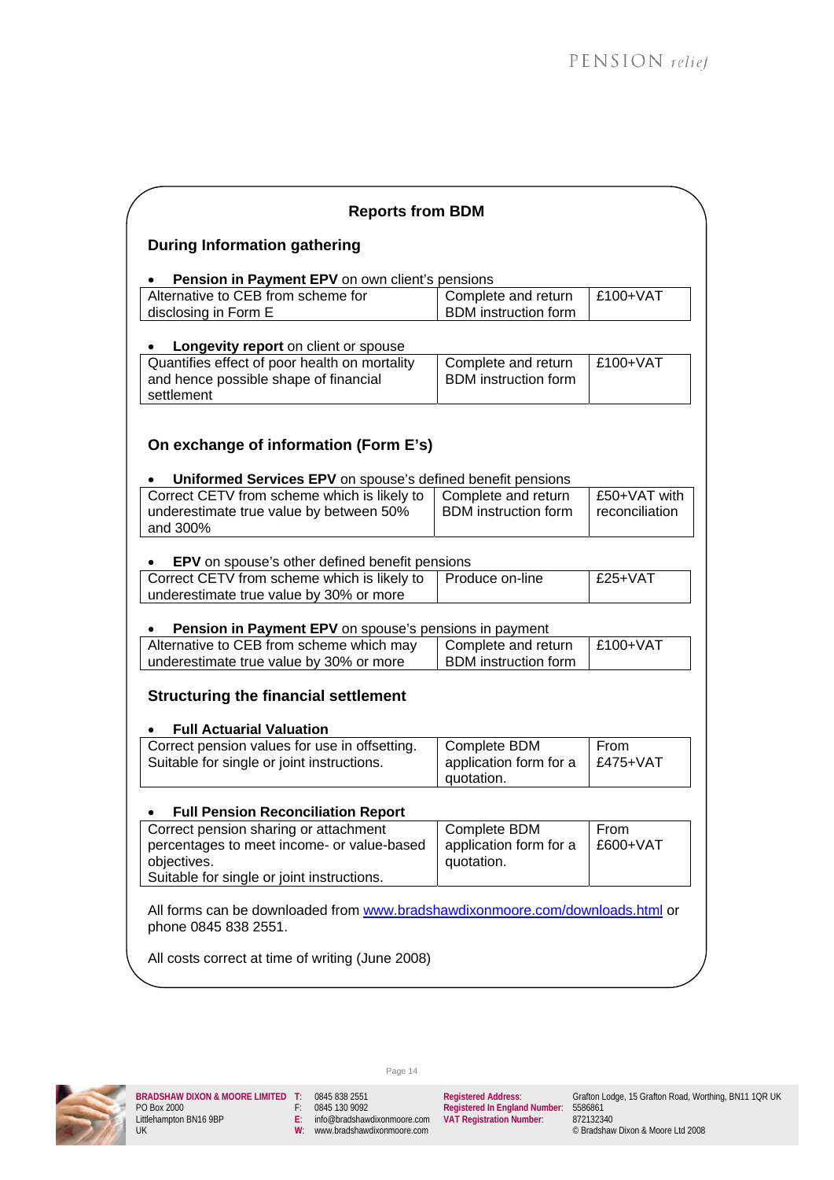## Reports from BDM

### During Information gathering

- **Pension in Payment EPV** on own client's pensions

| | | |
|---|---|---|
| Alternative to CEB from scheme for disclosing in Form E | Complete and return BDM instruction form | £100+VAT |

- **Longevity report** on client or spouse

| | | |
|---|---|---|
| Quantifies effect of poor health on mortality and hence possible shape of financial settlement | Complete and return BDM instruction form | £100+VAT |

### On exchange of information (Form E's)

- **Uniformed Services EPV** on spouse's defined benefit pensions

| | | |
|---|---|---|
| Correct CETV from scheme which is likely to underestimate true value by between 50% and 300% | Complete and return BDM instruction form | £50+VAT with reconciliation |

- **EPV** on spouse's other defined benefit pensions

| | | |
|---|---|---|
| Correct CETV from scheme which is likely to underestimate true value by 30% or more | Produce on-line | £25+VAT |

- **Pension in Payment EPV** on spouse's pensions in payment

| | | |
|---|---|---|
| Alternative to CEB from scheme which may underestimate true value by 30% or more | Complete and return BDM instruction form | £100+VAT |

### Structuring the financial settlement

- **Full Actuarial Valuation**

| | | |
|---|---|---|
| Correct pension values for use in offsetting. Suitable for single or joint instructions. | Complete BDM application form for a quotation. | From £475+VAT |

- **Full Pension Reconciliation Report**

| | | |
|---|---|---|
| Correct pension sharing or attachment percentages to meet income- or value-based objectives. Suitable for single or joint instructions. | Complete BDM application form for a quotation. | From £600+VAT |

All forms can be downloaded from www.bradshawdixonmoore.com/downloads.html or phone 0845 838 2551.

All costs correct at time of writing (June 2008)